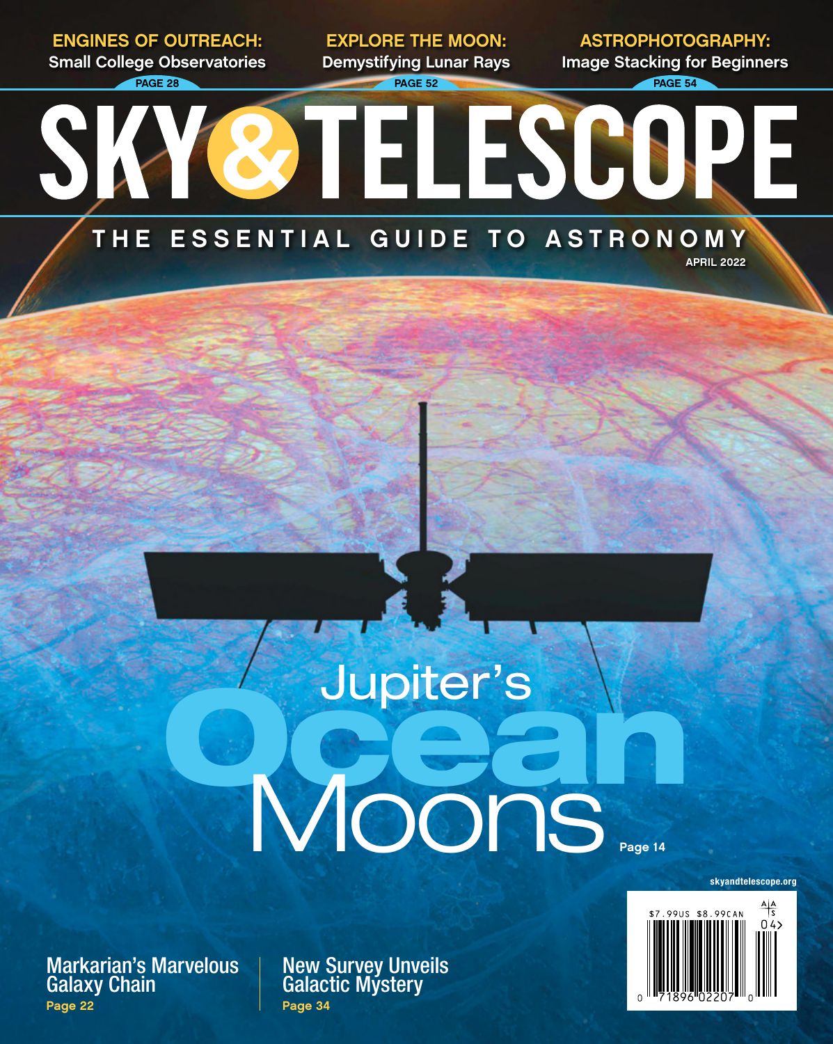**ENGINES OF OUTREACH:** Small College Observatories PAGE 28

**EXPLORE THE MOON:** Demystifying Lunar Rays PAGE 52

**ASTROPHOTOGRAPHY:** Image Stacking for Beginners PAGE 54

# SKY & TELESCOPE

THE ESSENTIAL GUIDE TO ASTRONOMY

APRIL 2022

## Jupiter's Ocean Moons

Page 14

skyandtelescope.org

$7.99US $8.99CAN

**Markarian's Marvelous Galaxy Chain**
Page 22

**New Survey Unveils Galactic Mystery**
Page 34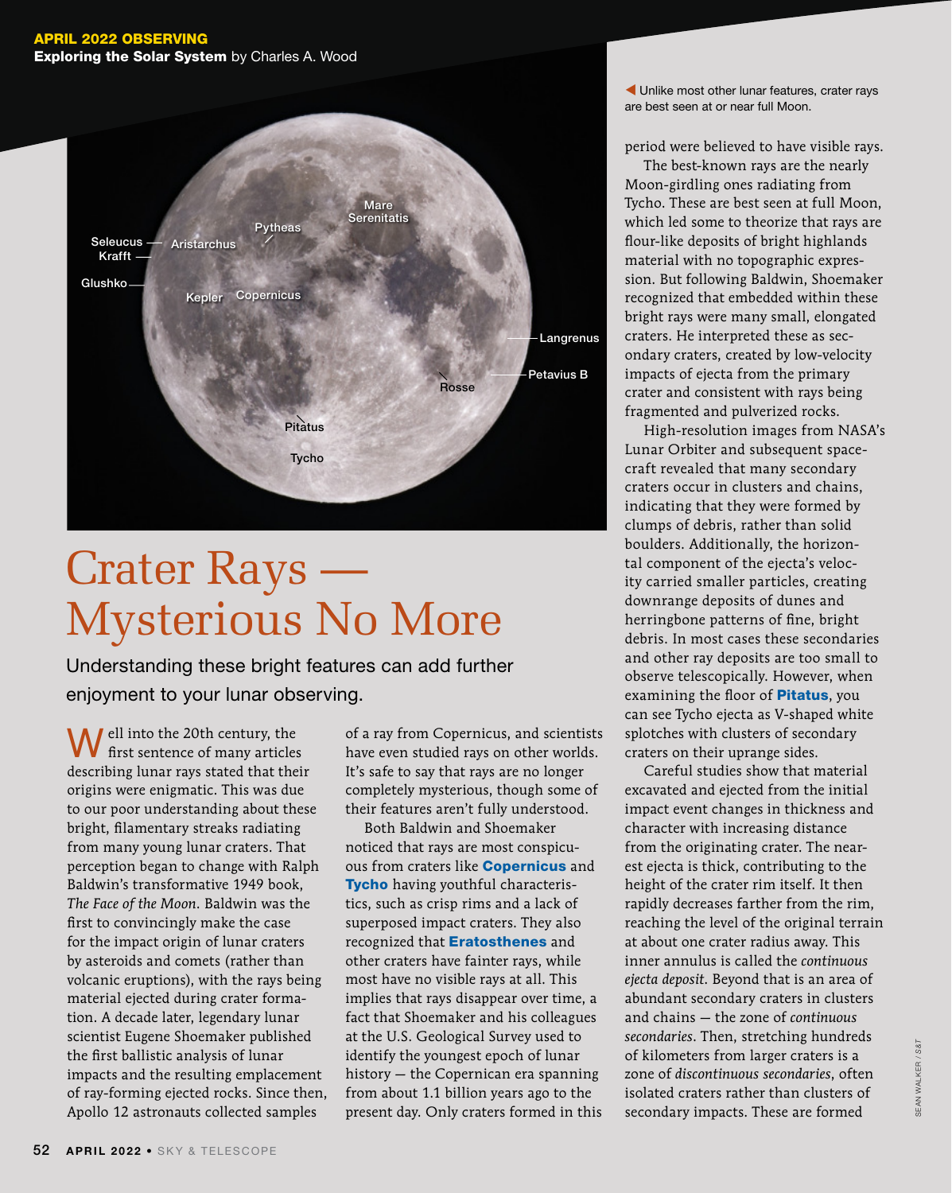APRIL 2022 OBSERVING
**Exploring the Solar System** by Charles A. Wood

◀ Unlike most other lunar features, crater rays are best seen at or near full Moon.

# Crater Rays — Mysterious No More

## Understanding these bright features can add further enjoyment to your lunar observing.

Well into the 20th century, the first sentence of many articles describing lunar rays stated that their origins were enigmatic. This was due to our poor understanding about these bright, filamentary streaks radiating from many young lunar craters. That perception began to change with Ralph Baldwin's transformative 1949 book, *The Face of the Moon*. Baldwin was the first to convincingly make the case for the impact origin of lunar craters by asteroids and comets (rather than volcanic eruptions), with the rays being material ejected during crater formation. A decade later, legendary lunar scientist Eugene Shoemaker published the first ballistic analysis of lunar impacts and the resulting emplacement of ray-forming ejected rocks. Since then, Apollo 12 astronauts collected samples of a ray from Copernicus, and scientists have even studied rays on other worlds. It's safe to say that rays are no longer completely mysterious, though some of their features aren't fully understood.

Both Baldwin and Shoemaker noticed that rays are most conspicuous from craters like **Copernicus** and **Tycho** having youthful characteristics, such as crisp rims and a lack of superposed impact craters. They also recognized that **Eratosthenes** and other craters have fainter rays, while most have no visible rays at all. This implies that rays disappear over time, a fact that Shoemaker and his colleagues at the U.S. Geological Survey used to identify the youngest epoch of lunar history — the Copernican era spanning from about 1.1 billion years ago to the present day. Only craters formed in this period were believed to have visible rays.

The best-known rays are the nearly Moon-girdling ones radiating from Tycho. These are best seen at full Moon, which led some to theorize that rays are flour-like deposits of bright highlands material with no topographic expression. But following Baldwin, Shoemaker recognized that embedded within these bright rays were many small, elongated craters. He interpreted these as secondary craters, created by low-velocity impacts of ejecta from the primary crater and consistent with rays being fragmented and pulverized rocks.

High-resolution images from NASA's Lunar Orbiter and subsequent spacecraft revealed that many secondary craters occur in clusters and chains, indicating that they were formed by clumps of debris, rather than solid boulders. Additionally, the horizontal component of the ejecta's velocity carried smaller particles, creating downrange deposits of dunes and herringbone patterns of fine, bright debris. In most cases these secondaries and other ray deposits are too small to observe telescopically. However, when examining the floor of **Pitatus**, you can see Tycho ejecta as V-shaped white splotches with clusters of secondary craters on their uprange sides.

Careful studies show that material excavated and ejected from the initial impact event changes in thickness and character with increasing distance from the originating crater. The nearest ejecta is thick, contributing to the height of the crater rim itself. It then rapidly decreases farther from the rim, reaching the level of the original terrain at about one crater radius away. This inner annulus is called the *continuous ejecta deposit*. Beyond that is an area of abundant secondary craters in clusters and chains — the zone of *continuous secondaries*. Then, stretching hundreds of kilometers from larger craters is a zone of *discontinuous secondaries*, often isolated craters rather than clusters of secondary impacts. These are formed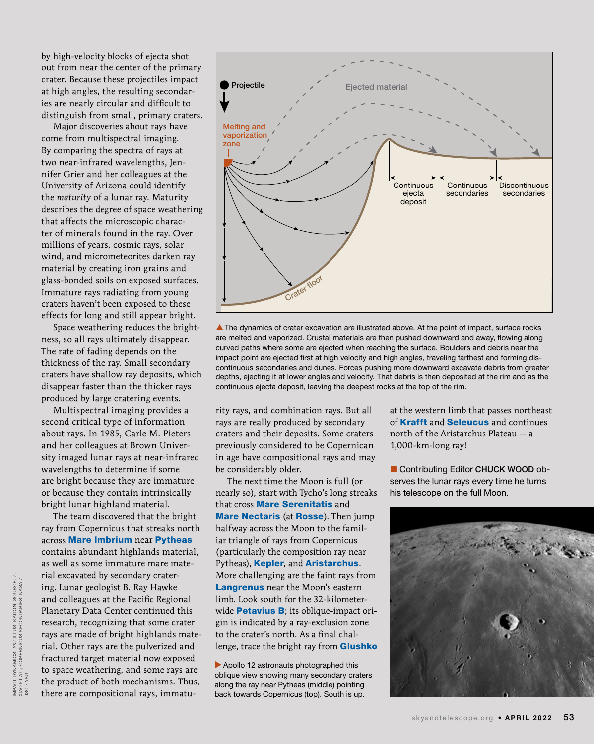by high-velocity blocks of ejecta shot out from near the center of the primary crater. Because these projectiles impact at high angles, the resulting secondaries are nearly circular and difficult to distinguish from small, primary craters.

Major discoveries about rays have come from multispectral imaging. By comparing the spectra of rays at two near-infrared wavelengths, Jennifer Grier and her colleagues at the University of Arizona could identify the *maturity* of a lunar ray. Maturity describes the degree of space weathering that affects the microscopic character of minerals found in the ray. Over millions of years, cosmic rays, solar wind, and micrometeorites darken ray material by creating iron grains and glass-bonded soils on exposed surfaces. Immature rays radiating from young craters haven't been exposed to these effects for long and still appear bright.

Space weathering reduces the brightness, so all rays ultimately disappear. The rate of fading depends on the thickness of the ray. Small secondary craters have shallow ray deposits, which disappear faster than the thicker rays produced by large cratering events.

Multispectral imaging provides a second critical type of information about rays. In 1985, Carle M. Pieters and her colleagues at Brown University imaged lunar rays at near-infrared wavelengths to determine if some are bright because they are immature or because they contain intrinsically bright lunar highland material.

The team discovered that the bright ray from Copernicus that streaks north across **Mare Imbrium** near **Pytheas** contains abundant highlands material, as well as some immature mare material excavated by secondary cratering. Lunar geologist B. Ray Hawke and colleagues at the Pacific Regional Planetary Data Center continued this research, recognizing that some crater rays are made of bright highlands material. Other rays are the pulverized and fractured target material now exposed to space weathering, and some rays are the product of both mechanisms. Thus, there are compositional rays, immaturity rays, and combination rays. But all rays are really produced by secondary craters and their deposits. Some craters previously considered to be Copernican in age have compositional rays and may be considerably older.

Projectile

Ejected material

Melting and vaporization zone

Continuous ejecta deposit

Continuous secondaries

Discontinuous secondaries

Crater floor

▲The dynamics of crater excavation are illustrated above. At the point of impact, surface rocks are melted and vaporized. Crustal materials are then pushed downward and away, flowing along curved paths where some are ejected when reaching the surface. Boulders and debris near the impact point are ejected first at high velocity and high angles, traveling farthest and forming discontinuous secondaries and dunes. Forces pushing more downward excavate debris from greater depths, ejecting it at lower angles and velocity. That debris is then deposited at the rim and as the continuous ejecta deposit, leaving the deepest rocks at the top of the rim.

The next time the Moon is full (or nearly so), start with Tycho's long streaks that cross **Mare Serenitatis** and **Mare Nectaris** (at **Rosse**). Then jump halfway across the Moon to the familiar triangle of rays from Copernicus (particularly the composition ray near Pytheas), **Kepler**, and **Aristarchus**. More challenging are the faint rays from **Langrenus** near the Moon's eastern limb. Look south for the 32-kilometer-wide **Petavius B**; its oblique-impact origin is indicated by a ray-exclusion zone to the crater's north. As a final challenge, trace the bright ray from **Glushko** at the western limb that passes northeast of **Krafft** and **Seleucus** and continues north of the Aristarchus Plateau — a 1,000-km-long ray!

■ Contributing Editor **CHUCK WOOD** observes the lunar rays every time he turns his telescope on the full Moon.

▶ Apollo 12 astronauts photographed this oblique view showing many secondary craters along the ray near Pytheas (middle) pointing back towards Copernicus (top). South is up.

IMPACT DYNAMICS: S&T ILLUSTRATION; SOURCE: Z. XIAO ET AL.; COPERNICUS SECONDARIES: NASA / JSC / ASU